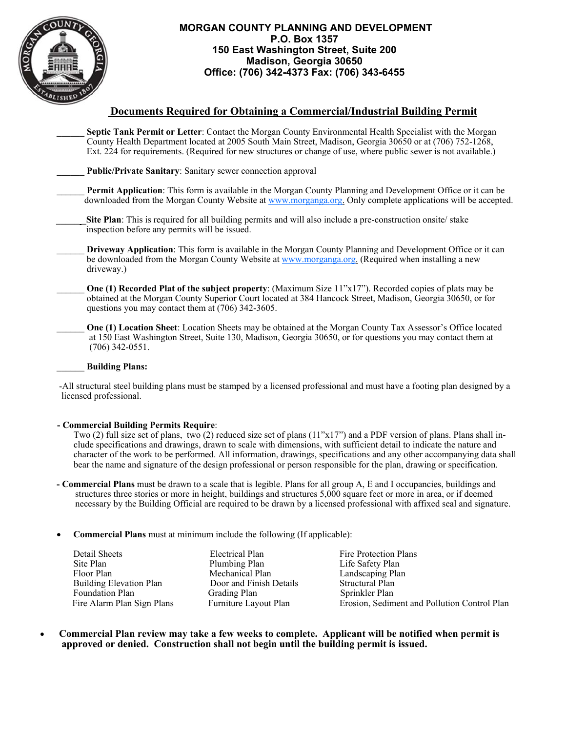**MORGAN COUNTY PLANNING AND DEVELOPMENT**
**P.O. Box 1357**
**150 East Washington Street, Suite 200**
**Madison, Georgia 30650**
**Office: (706) 342-4373 Fax: (706) 343-6455**

## Documents Required for Obtaining a Commercial/Industrial Building Permit

______ **Septic Tank Permit or Letter**: Contact the Morgan County Environmental Health Specialist with the Morgan County Health Department located at 2005 South Main Street, Madison, Georgia 30650 or at (706) 752-1268, Ext. 224 for requirements. (Required for new structures or change of use, where public sewer is not available.)

______ **Public/Private Sanitary**: Sanitary sewer connection approval

______ **Permit Application**: This form is available in the Morgan County Planning and Development Office or it can be downloaded from the Morgan County Website at www.morganga.org. Only complete applications will be accepted.

______ **Site Plan**: This is required for all building permits and will also include a pre-construction onsite/ stake inspection before any permits will be issued.

______ **Driveway Application**: This form is available in the Morgan County Planning and Development Office or it can be downloaded from the Morgan County Website at www.morganga.org. (Required when installing a new driveway.)

______ **One (1) Recorded Plat of the subject property**: (Maximum Size 11"x17"). Recorded copies of plats may be obtained at the Morgan County Superior Court located at 384 Hancock Street, Madison, Georgia 30650, or for questions you may contact them at (706) 342-3605.

______ **One (1) Location Sheet**: Location Sheets may be obtained at the Morgan County Tax Assessor's Office located at 150 East Washington Street, Suite 130, Madison, Georgia 30650, or for questions you may contact them at (706) 342-0551.

______ **Building Plans:**

-All structural steel building plans must be stamped by a licensed professional and must have a footing plan designed by a licensed professional.

**- Commercial Building Permits Require**:
Two (2) full size set of plans, two (2) reduced size set of plans (11"x17") and a PDF version of plans. Plans shall include specifications and drawings, drawn to scale with dimensions, with sufficient detail to indicate the nature and character of the work to be performed. All information, drawings, specifications and any other accompanying data shall bear the name and signature of the design professional or person responsible for the plan, drawing or specification.

**- Commercial Plans** must be drawn to a scale that is legible. Plans for all group A, E and I occupancies, buildings and structures three stories or more in height, buildings and structures 5,000 square feet or more in area, or if deemed necessary by the Building Official are required to be drawn by a licensed professional with affixed seal and signature.

- **Commercial Plans** must at minimum include the following (If applicable):

| | | |
|---|---|---|
| Detail Sheets | Electrical Plan | Fire Protection Plans |
| Site Plan | Plumbing Plan | Life Safety Plan |
| Floor Plan | Mechanical Plan | Landscaping Plan |
| Building Elevation Plan | Door and Finish Details | Structural Plan |
| Foundation Plan | Grading Plan | Sprinkler Plan |
| Fire Alarm Plan Sign Plans | Furniture Layout Plan | Erosion, Sediment and Pollution Control Plan |

- **Commercial Plan review may take a few weeks to complete. Applicant will be notified when permit is approved or denied. Construction shall not begin until the building permit is issued.**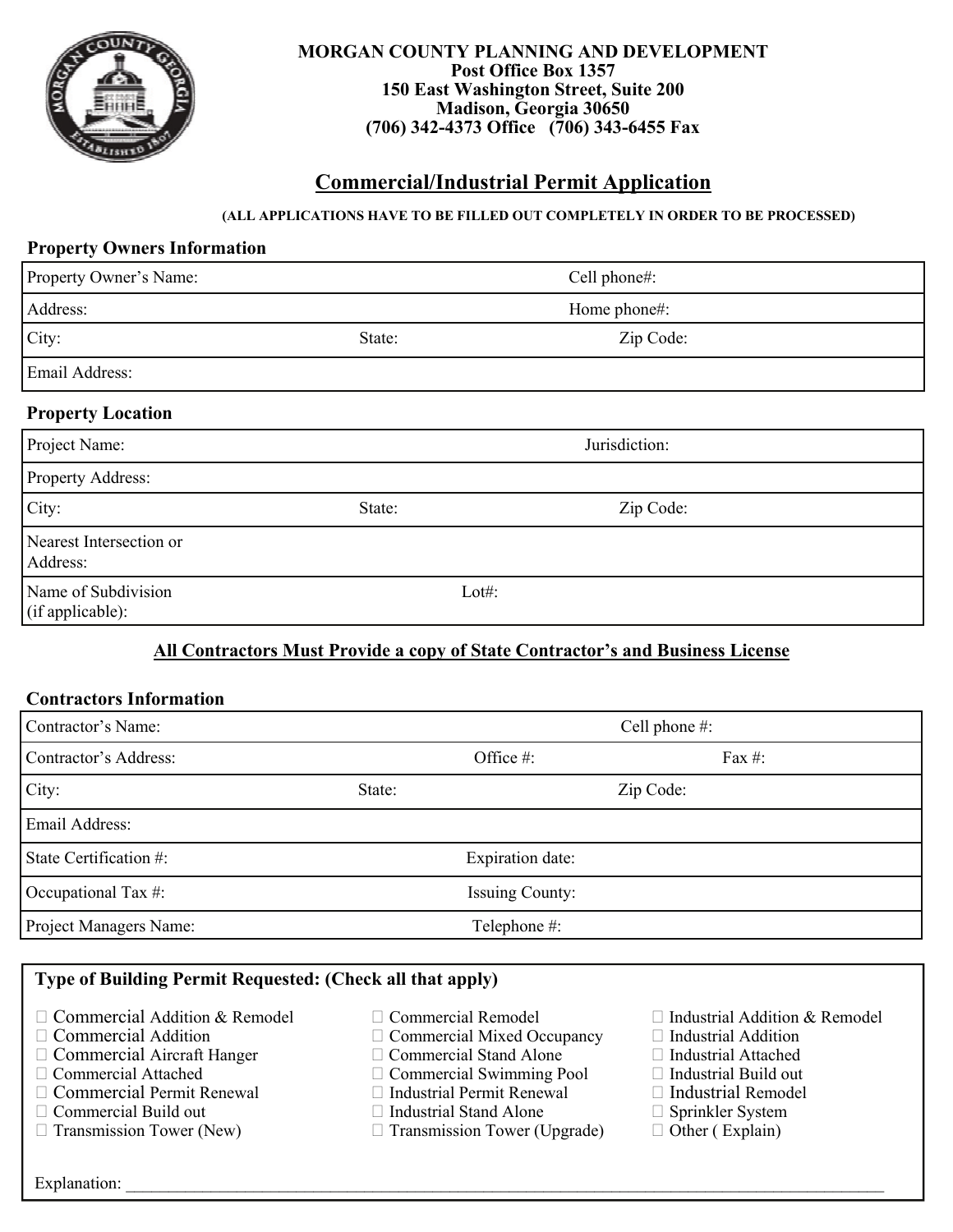**MORGAN COUNTY PLANNING AND DEVELOPMENT**
**Post Office Box 1357**
**150 East Washington Street, Suite 200**
**Madison, Georgia 30650**
**(706) 342-4373 Office (706) 343-6455 Fax**

## Commercial/Industrial Permit Application

**(ALL APPLICATIONS HAVE TO BE FILLED OUT COMPLETELY IN ORDER TO BE PROCESSED)**

### Property Owners Information

| | | |
|---|---|---|
| Property Owner's Name: | | Cell phone#: |
| Address: | | Home phone#: |
| City: | State: | Zip Code: |
| Email Address: | | |

### Property Location

| | | |
|---|---|---|
| Project Name: | | Jurisdiction: |
| Property Address: | | |
| City: | State: | Zip Code: |
| Nearest Intersection or Address: | | |
| Name of Subdivision (if applicable): | Lot#: | |

**All Contractors Must Provide a copy of State Contractor's and Business License**

### Contractors Information

| | | | |
|---|---|---|---|
| Contractor's Name: | | Cell phone #: | |
| Contractor's Address: | Office #: | | Fax #: |
| City: | State: | Zip Code: | |
| Email Address: | | | |
| State Certification #: | Expiration date: | | |
| Occupational Tax #: | Issuing County: | | |
| Project Managers Name: | Telephone #: | | |

### Type of Building Permit Requested: (Check all that apply)

- ☐ Commercial Addition & Remodel
- ☐ Commercial Addition
- ☐ Commercial Aircraft Hanger
- ☐ Commercial Attached
- ☐ Commercial Permit Renewal
- ☐ Commercial Build out
- ☐ Transmission Tower (New)
- ☐ Commercial Remodel
- ☐ Commercial Mixed Occupancy
- ☐ Commercial Stand Alone
- ☐ Commercial Swimming Pool
- ☐ Industrial Permit Renewal
- ☐ Industrial Stand Alone
- ☐ Transmission Tower (Upgrade)
- ☐ Industrial Addition & Remodel
- ☐ Industrial Addition
- ☐ Industrial Attached
- ☐ Industrial Build out
- ☐ Industrial Remodel
- ☐ Sprinkler System
- ☐ Other ( Explain)

Explanation: ______________________________________________________________________________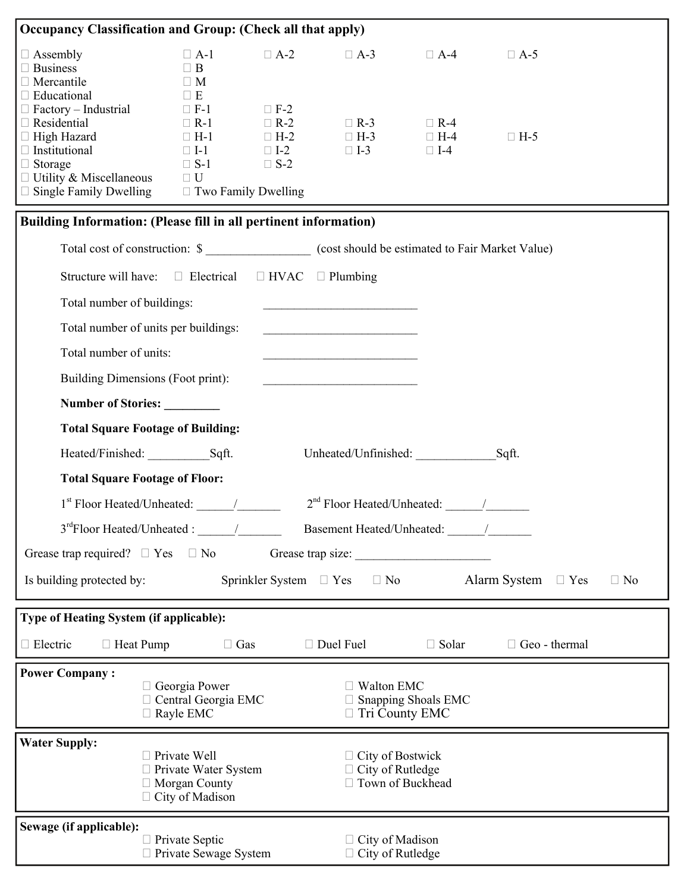## Occupancy Classification and Group: (Check all that apply)

| | | | | | |
|---|---|---|---|---|---|
| ☐ Assembly | ☐ A-1 | ☐ A-2 | ☐ A-3 | ☐ A-4 | ☐ A-5 |
| ☐ Business | ☐ B | | | | |
| ☐ Mercantile | ☐ M | | | | |
| ☐ Educational | ☐ E | | | | |
| ☐ Factory – Industrial | ☐ F-1 | ☐ F-2 | | | |
| ☐ Residential | ☐ R-1 | ☐ R-2 | ☐ R-3 | ☐ R-4 | |
| ☐ High Hazard | ☐ H-1 | ☐ H-2 | ☐ H-3 | ☐ H-4 | ☐ H-5 |
| ☐ Institutional | ☐ I-1 | ☐ I-2 | ☐ I-3 | ☐ I-4 | |
| ☐ Storage | ☐ S-1 | ☐ S-2 | | | |
| ☐ Utility & Miscellaneous | ☐ U | | | | |
| ☐ Single Family Dwelling | ☐ Two Family Dwelling | | | | |

## Building Information: (Please fill in all pertinent information)

Total cost of construction: $ _________________ (cost should be estimated to Fair Market Value)

Structure will have: ☐ Electrical ☐ HVAC ☐ Plumbing

Total number of buildings: __________________________

Total number of units per buildings: __________________________

Total number of units: __________________________

Building Dimensions (Foot print): __________________________

**Number of Stories: _________**

**Total Square Footage of Building:**

Heated/Finished: __________Sqft. Unheated/Unfinished: _____________Sqft.

**Total Square Footage of Floor:**

1st Floor Heated/Unheated: ______/_______ 2nd Floor Heated/Unheated: ______/_______

3rd Floor Heated/Unheated : ______/_______ Basement Heated/Unheated: ______/_______

Grease trap required? ☐ Yes ☐ No Grease trap size: ______________________

Is building protected by: Sprinkler System ☐ Yes ☐ No Alarm System ☐ Yes ☐ No

## Type of Heating System (if applicable):

☐ Electric ☐ Heat Pump ☐ Gas ☐ Duel Fuel ☐ Solar ☐ Geo - thermal

## Power Company :

☐ Georgia Power
☐ Central Georgia EMC
☐ Rayle EMC
☐ Walton EMC
☐ Snapping Shoals EMC
☐ Tri County EMC

## Water Supply:

☐ Private Well
☐ Private Water System
☐ Morgan County
☐ City of Madison
☐ City of Bostwick
☐ City of Rutledge
☐ Town of Buckhead

## Sewage (if applicable):

☐ Private Septic
☐ Private Sewage System
☐ City of Madison
☐ City of Rutledge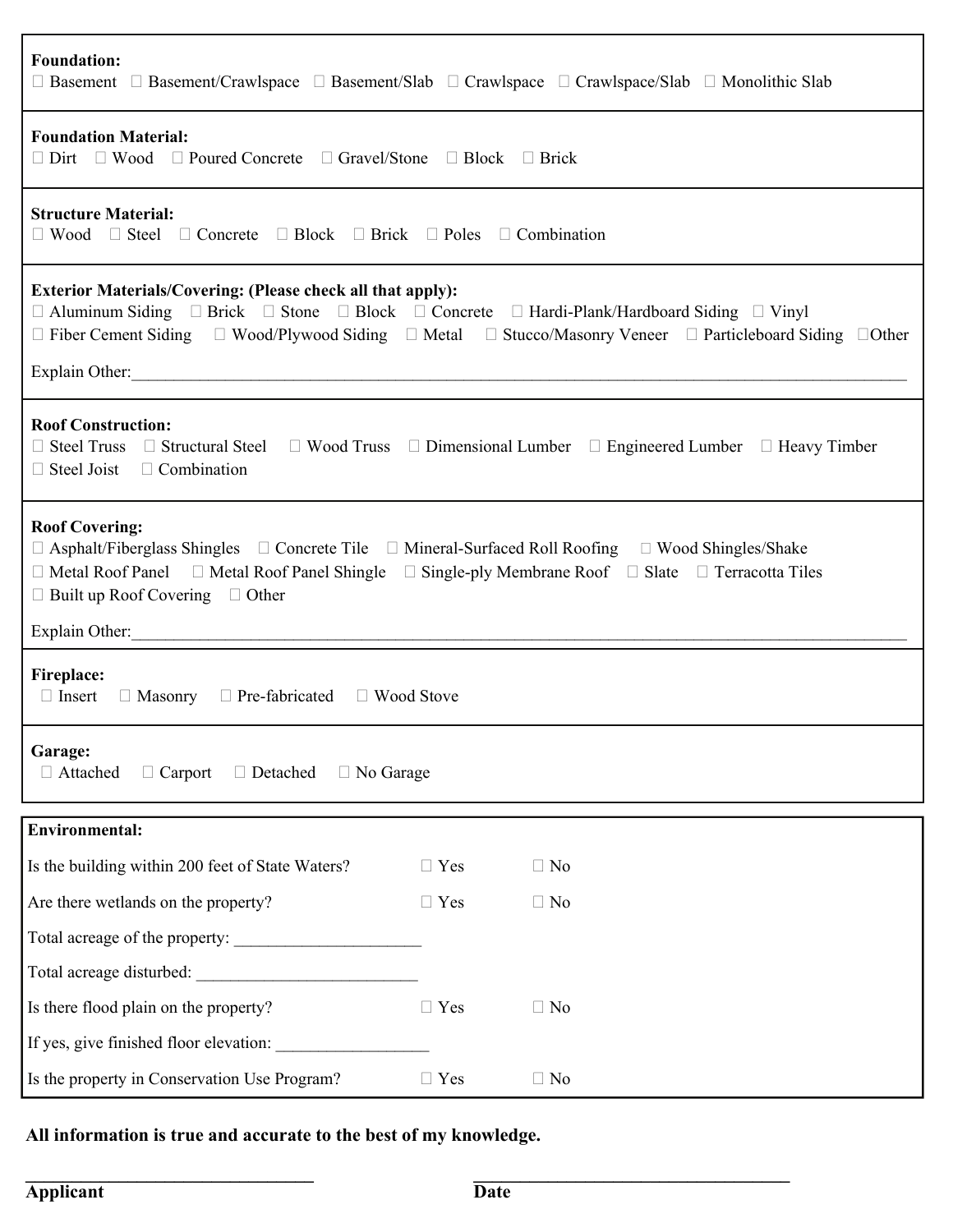**Foundation:**
☐ Basement ☐ Basement/Crawlspace ☐ Basement/Slab ☐ Crawlspace ☐ Crawlspace/Slab ☐ Monolithic Slab

**Foundation Material:**
☐ Dirt ☐ Wood ☐ Poured Concrete ☐ Gravel/Stone ☐ Block ☐ Brick

**Structure Material:**
☐ Wood ☐ Steel ☐ Concrete ☐ Block ☐ Brick ☐ Poles ☐ Combination

**Exterior Materials/Covering: (Please check all that apply):**
☐ Aluminum Siding ☐ Brick ☐ Stone ☐ Block ☐ Concrete ☐ Hardi-Plank/Hardboard Siding ☐ Vinyl
☐ Fiber Cement Siding ☐ Wood/Plywood Siding ☐ Metal ☐ Stucco/Masonry Veneer ☐ Particleboard Siding ☐Other

Explain Other:\_\_\_\_\_\_\_\_\_\_\_\_\_\_\_\_\_\_\_\_\_\_\_\_\_\_\_\_\_\_\_\_\_\_\_\_\_\_\_\_\_\_\_\_\_\_\_\_\_\_\_\_\_\_\_\_\_\_\_\_\_\_\_\_\_\_\_\_\_\_\_\_\_\_\_\_\_\_

**Roof Construction:**
☐ Steel Truss ☐ Structural Steel ☐ Wood Truss ☐ Dimensional Lumber ☐ Engineered Lumber ☐ Heavy Timber
☐ Steel Joist ☐ Combination

**Roof Covering:**
☐ Asphalt/Fiberglass Shingles ☐ Concrete Tile ☐ Mineral-Surfaced Roll Roofing ☐ Wood Shingles/Shake
☐ Metal Roof Panel ☐ Metal Roof Panel Shingle ☐ Single-ply Membrane Roof ☐ Slate ☐ Terracotta Tiles
☐ Built up Roof Covering ☐ Other

Explain Other:\_\_\_\_\_\_\_\_\_\_\_\_\_\_\_\_\_\_\_\_\_\_\_\_\_\_\_\_\_\_\_\_\_\_\_\_\_\_\_\_\_\_\_\_\_\_\_\_\_\_\_\_\_\_\_\_\_\_\_\_\_\_\_\_\_\_\_\_\_\_\_\_\_\_\_\_\_\_

**Fireplace:**
☐ Insert ☐ Masonry ☐ Pre-fabricated ☐ Wood Stove

**Garage:**
☐ Attached ☐ Carport ☐ Detached ☐ No Garage

**Environmental:**

| | | |
|---|---|---|
| Is the building within 200 feet of State Waters? | ☐ Yes | ☐ No |
| Are there wetlands on the property? | ☐ Yes | ☐ No |
| Total acreage of the property: \_\_\_\_\_\_\_\_\_\_\_\_\_\_\_\_\_\_\_\_\_\_ | | |
| Total acreage disturbed: \_\_\_\_\_\_\_\_\_\_\_\_\_\_\_\_\_\_\_\_\_\_\_\_\_\_ | | |
| Is there flood plain on the property? | ☐ Yes | ☐ No |
| If yes, give finished floor elevation: \_\_\_\_\_\_\_\_\_\_\_\_\_\_\_\_\_\_ | | |
| Is the property in Conservation Use Program? | ☐ Yes | ☐ No |

**All information is true and accurate to the best of my knowledge.**

\_\_\_\_\_\_\_\_\_\_\_\_\_\_\_\_\_\_\_\_\_\_\_\_\_\_\_\_\_\_\_\_ \_\_\_\_\_\_\_\_\_\_\_\_\_\_\_\_\_\_\_\_\_\_\_\_\_\_\_\_\_\_\_\_\_\_\_
**Applicant** **Date**